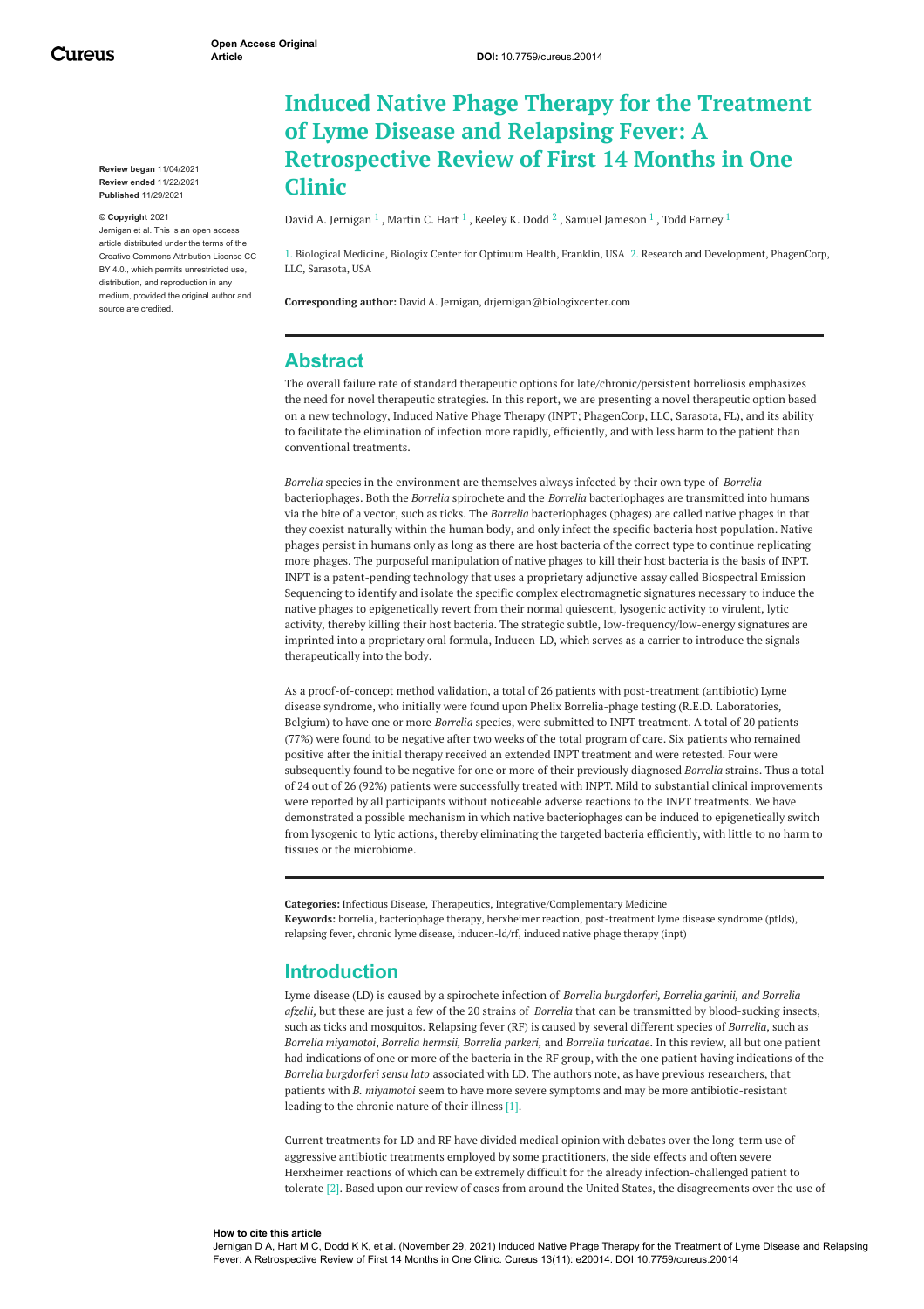# Induced Native Phage Therapy for the Treatment of Lyme Disease and Relapsing Fever: A Retrospective Review of First 14 Months in One Clinic

David A. Jernigan [1], Martin C. Hart [1], Keeley K. Dodd [2], Samuel Jameson [1], Todd Farney [1]

1. Biological Medicine, Biologix Center for Optimum Health, Franklin, USA 2. Research and Development, PhagenCorp, LLC, Sarasota, USA

**Corresponding author:** David A. Jernigan, drjernigan@biologixcenter.com

**Review began** 11/04/2021
**Review ended** 11/22/2021
**Published** 11/29/2021

**© Copyright** 2021
Jernigan et al. This is an open access article distributed under the terms of the Creative Commons Attribution License CC-BY 4.0., which permits unrestricted use, distribution, and reproduction in any medium, provided the original author and source are credited.

## Abstract

The overall failure rate of standard therapeutic options for late/chronic/persistent borreliosis emphasizes the need for novel therapeutic strategies. In this report, we are presenting a novel therapeutic option based on a new technology, Induced Native Phage Therapy (INPT; PhagenCorp, LLC, Sarasota, FL), and its ability to facilitate the elimination of infection more rapidly, efficiently, and with less harm to the patient than conventional treatments.

*Borrelia* species in the environment are themselves always infected by their own type of *Borrelia* bacteriophages. Both the *Borrelia* spirochete and the *Borrelia* bacteriophages are transmitted into humans via the bite of a vector, such as ticks. The *Borrelia* bacteriophages (phages) are called native phages in that they coexist naturally within the human body, and only infect the specific bacteria host population. Native phages persist in humans only as long as there are host bacteria of the correct type to continue replicating more phages. The purposeful manipulation of native phages to kill their host bacteria is the basis of INPT. INPT is a patent-pending technology that uses a proprietary adjunctive assay called Biospectral Emission Sequencing to identify and isolate the specific complex electromagnetic signatures necessary to induce the native phages to epigenetically revert from their normal quiescent, lysogenic activity to virulent, lytic activity, thereby killing their host bacteria. The strategic subtle, low-frequency/low-energy signatures are imprinted into a proprietary oral formula, Inducen-LD, which serves as a carrier to introduce the signals therapeutically into the body.

As a proof-of-concept method validation, a total of 26 patients with post-treatment (antibiotic) Lyme disease syndrome, who initially were found upon Phelix Borrelia-phage testing (R.E.D. Laboratories, Belgium) to have one or more *Borrelia* species, were submitted to INPT treatment. A total of 20 patients (77%) were found to be negative after two weeks of the total program of care. Six patients who remained positive after the initial therapy received an extended INPT treatment and were retested. Four were subsequently found to be negative for one or more of their previously diagnosed *Borrelia* strains. Thus a total of 24 out of 26 (92%) patients were successfully treated with INPT. Mild to substantial clinical improvements were reported by all participants without noticeable adverse reactions to the INPT treatments. We have demonstrated a possible mechanism in which native bacteriophages can be induced to epigenetically switch from lysogenic to lytic actions, thereby eliminating the targeted bacteria efficiently, with little to no harm to tissues or the microbiome.

**Categories:** Infectious Disease, Therapeutics, Integrative/Complementary Medicine
**Keywords:** borrelia, bacteriophage therapy, herxheimer reaction, post-treatment lyme disease syndrome (ptlds), relapsing fever, chronic lyme disease, inducen-ld/rf, induced native phage therapy (inpt)

## Introduction

Lyme disease (LD) is caused by a spirochete infection of *Borrelia burgdorferi, Borrelia garinii, and Borrelia afzelii,* but these are just a few of the 20 strains of *Borrelia* that can be transmitted by blood-sucking insects, such as ticks and mosquitos. Relapsing fever (RF) is caused by several different species of *Borrelia*, such as *Borrelia miyamotoi*, *Borrelia hermsii, Borrelia parkeri,* and *Borrelia turicatae*. In this review, all but one patient had indications of one or more of the bacteria in the RF group, with the one patient having indications of the *Borrelia burgdorferi sensu lato* associated with LD. The authors note, as have previous researchers, that patients with *B. miyamotoi* seem to have more severe symptoms and may be more antibiotic-resistant leading to the chronic nature of their illness [1].

Current treatments for LD and RF have divided medical opinion with debates over the long-term use of aggressive antibiotic treatments employed by some practitioners, the side effects and often severe Herxheimer reactions of which can be extremely difficult for the already infection-challenged patient to tolerate [2]. Based upon our review of cases from around the United States, the disagreements over the use of

**How to cite this article**
Jernigan D A, Hart M C, Dodd K K, et al. (November 29, 2021) Induced Native Phage Therapy for the Treatment of Lyme Disease and Relapsing Fever: A Retrospective Review of First 14 Months in One Clinic. Cureus 13(11): e20014. DOI 10.7759/cureus.20014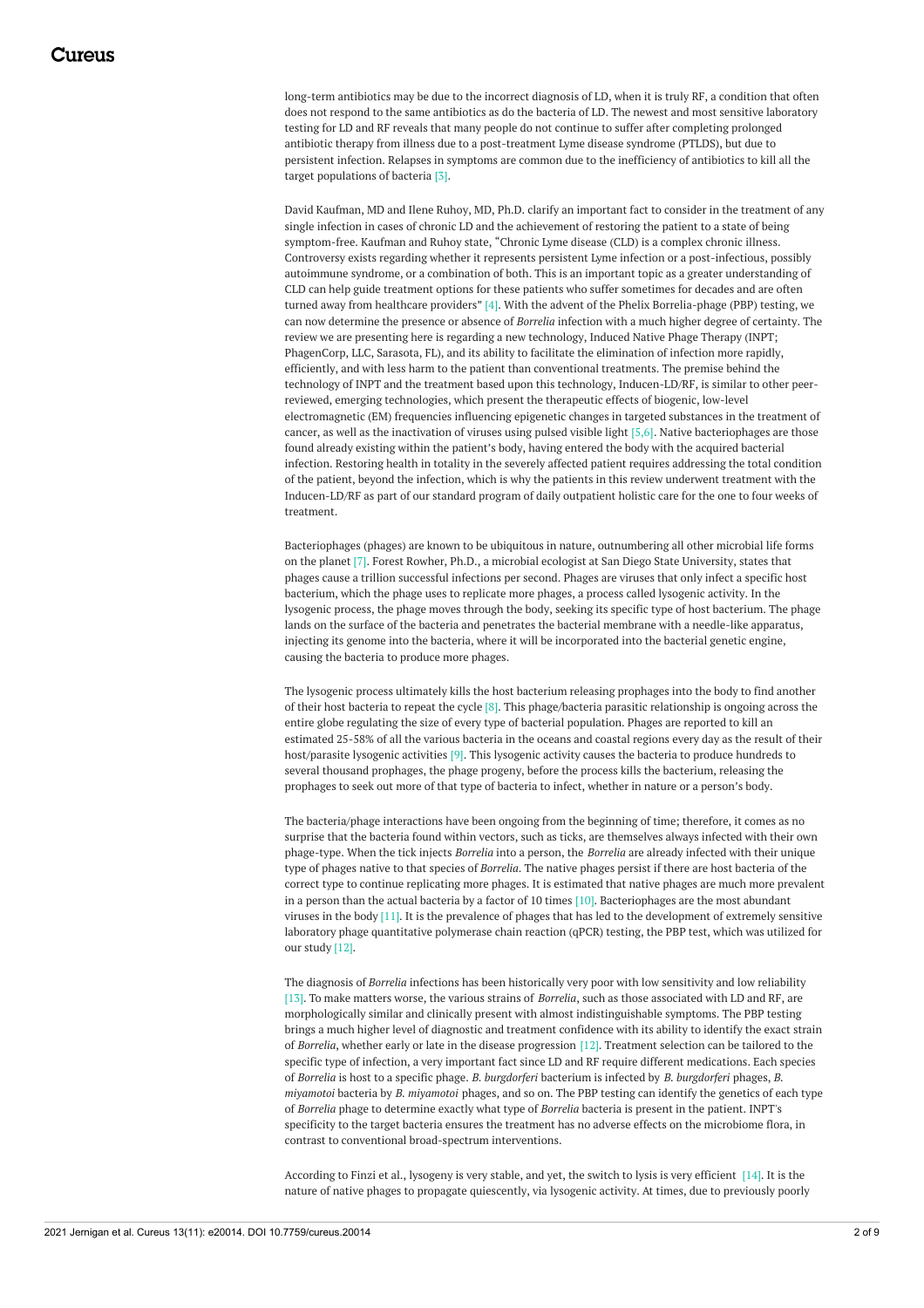long-term antibiotics may be due to the incorrect diagnosis of LD, when it is truly RF, a condition that often does not respond to the same antibiotics as do the bacteria of LD. The newest and most sensitive laboratory testing for LD and RF reveals that many people do not continue to suffer after completing prolonged antibiotic therapy from illness due to a post-treatment Lyme disease syndrome (PTLDS), but due to persistent infection. Relapses in symptoms are common due to the inefficiency of antibiotics to kill all the target populations of bacteria [3].

David Kaufman, MD and Ilene Ruhoy, MD, Ph.D. clarify an important fact to consider in the treatment of any single infection in cases of chronic LD and the achievement of restoring the patient to a state of being symptom-free. Kaufman and Ruhoy state, "Chronic Lyme disease (CLD) is a complex chronic illness. Controversy exists regarding whether it represents persistent Lyme infection or a post-infectious, possibly autoimmune syndrome, or a combination of both. This is an important topic as a greater understanding of CLD can help guide treatment options for these patients who suffer sometimes for decades and are often turned away from healthcare providers" [4]. With the advent of the Phelix Borrelia-phage (PBP) testing, we can now determine the presence or absence of *Borrelia* infection with a much higher degree of certainty. The review we are presenting here is regarding a new technology, Induced Native Phage Therapy (INPT; PhagenCorp, LLC, Sarasota, FL), and its ability to facilitate the elimination of infection more rapidly, efficiently, and with less harm to the patient than conventional treatments. The premise behind the technology of INPT and the treatment based upon this technology, Inducen-LD/RF, is similar to other peer-reviewed, emerging technologies, which present the therapeutic effects of biogenic, low-level electromagnetic (EM) frequencies influencing epigenetic changes in targeted substances in the treatment of cancer, as well as the inactivation of viruses using pulsed visible light [5,6]. Native bacteriophages are those found already existing within the patient's body, having entered the body with the acquired bacterial infection. Restoring health in totality in the severely affected patient requires addressing the total condition of the patient, beyond the infection, which is why the patients in this review underwent treatment with the Inducen-LD/RF as part of our standard program of daily outpatient holistic care for the one to four weeks of treatment.

Bacteriophages (phages) are known to be ubiquitous in nature, outnumbering all other microbial life forms on the planet [7]. Forest Rowher, Ph.D., a microbial ecologist at San Diego State University, states that phages cause a trillion successful infections per second. Phages are viruses that only infect a specific host bacterium, which the phage uses to replicate more phages, a process called lysogenic activity. In the lysogenic process, the phage moves through the body, seeking its specific type of host bacterium. The phage lands on the surface of the bacteria and penetrates the bacterial membrane with a needle-like apparatus, injecting its genome into the bacteria, where it will be incorporated into the bacterial genetic engine, causing the bacteria to produce more phages.

The lysogenic process ultimately kills the host bacterium releasing prophages into the body to find another of their host bacteria to repeat the cycle [8]. This phage/bacteria parasitic relationship is ongoing across the entire globe regulating the size of every type of bacterial population. Phages are reported to kill an estimated 25-58% of all the various bacteria in the oceans and coastal regions every day as the result of their host/parasite lysogenic activities [9]. This lysogenic activity causes the bacteria to produce hundreds to several thousand prophages, the phage progeny, before the process kills the bacterium, releasing the prophages to seek out more of that type of bacteria to infect, whether in nature or a person's body.

The bacteria/phage interactions have been ongoing from the beginning of time; therefore, it comes as no surprise that the bacteria found within vectors, such as ticks, are themselves always infected with their own phage-type. When the tick injects *Borrelia* into a person, the *Borrelia* are already infected with their unique type of phages native to that species of *Borrelia*. The native phages persist if there are host bacteria of the correct type to continue replicating more phages. It is estimated that native phages are much more prevalent in a person than the actual bacteria by a factor of 10 times [10]. Bacteriophages are the most abundant viruses in the body [11]. It is the prevalence of phages that has led to the development of extremely sensitive laboratory phage quantitative polymerase chain reaction (qPCR) testing, the PBP test, which was utilized for our study [12].

The diagnosis of *Borrelia* infections has been historically very poor with low sensitivity and low reliability [13]. To make matters worse, the various strains of *Borrelia*, such as those associated with LD and RF, are morphologically similar and clinically present with almost indistinguishable symptoms. The PBP testing brings a much higher level of diagnostic and treatment confidence with its ability to identify the exact strain of *Borrelia*, whether early or late in the disease progression [12]. Treatment selection can be tailored to the specific type of infection, a very important fact since LD and RF require different medications. Each species of *Borrelia* is host to a specific phage. *B. burgdorferi* bacterium is infected by *B. burgdorferi* phages, *B. miyamotoi* bacteria by *B. miyamotoi* phages, and so on. The PBP testing can identify the genetics of each type of *Borrelia* phage to determine exactly what type of *Borrelia* bacteria is present in the patient. INPT's specificity to the target bacteria ensures the treatment has no adverse effects on the microbiome flora, in contrast to conventional broad-spectrum interventions.

According to Finzi et al., lysogeny is very stable, and yet, the switch to lysis is very efficient [14]. It is the nature of native phages to propagate quiescently, via lysogenic activity. At times, due to previously poorly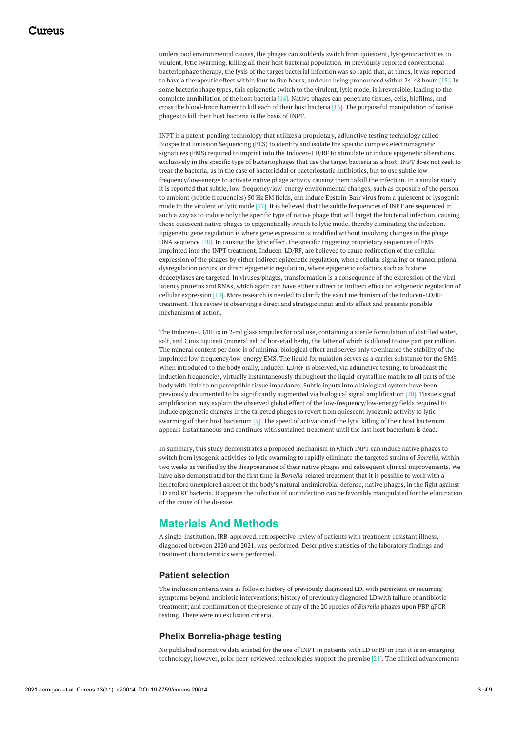understood environmental causes, the phages can suddenly switch from quiescent, lysogenic activities to virulent, lytic swarming, killing all their host bacterial population. In previously reported conventional bacteriophage therapy, the lysis of the target bacterial infection was so rapid that, at times, it was reported to have a therapeutic effect within four to five hours, and cure being pronounced within 24-48 hours [15]. In some bacteriophage types, this epigenetic switch to the virulent, lytic mode, is irreversible, leading to the complete annihilation of the host bacteria [14]. Native phages can penetrate tissues, cells, biofilms, and cross the blood-brain barrier to kill each of their host bacteria [16]. The purposeful manipulation of native phages to kill their host bacteria is the basis of INPT.

INPT is a patent-pending technology that utilizes a proprietary, adjunctive testing technology called Biospectral Emission Sequencing (BES) to identify and isolate the specific complex electromagnetic signatures (EMS) required to imprint into the Inducen-LD/RF to stimulate or induce epigenetic alterations exclusively in the specific type of bacteriophages that use the target bacteria as a host. INPT does not seek to treat the bacteria, as in the case of bactericidal or bacteriostatic antibiotics, but to use subtle low-frequency/low-energy to activate native phage activity causing them to kill the infection. In a similar study, it is reported that subtle, low-frequency/low-energy environmental changes, such as exposure of the person to ambient (subtle frequencies) 50 Hz EM fields, can induce Epstein-Barr virus from a quiescent or lysogenic mode to the virulent or lytic mode [17]. It is believed that the subtle frequencies of INPT are sequenced in such a way as to induce only the specific type of native phage that will target the bacterial infection, causing those quiescent native phages to epigenetically switch to lytic mode, thereby eliminating the infection. Epigenetic gene regulation is where gene expression is modified without involving changes in the phage DNA sequence [18]. In causing the lytic effect, the specific triggering proprietary sequences of EMS imprinted into the INPT treatment, Inducen-LD/RF, are believed to cause redirection of the cellular expression of the phages by either indirect epigenetic regulation, where cellular signaling or transcriptional dysregulation occurs, or direct epigenetic regulation, where epigenetic cofactors such as histone deacetylases are targeted. In viruses/phages, transformation is a consequence of the expression of the viral latency proteins and RNAs, which again can have either a direct or indirect effect on epigenetic regulation of cellular expression [19]. More research is needed to clarify the exact mechanism of the Inducen-LD/RF treatment. This review is observing a direct and strategic input and its effect and presents possible mechanisms of action.

The Inducen-LD/RF is in 2-ml glass ampules for oral use, containing a sterile formulation of distilled water, salt, and Cinis Equiseti (mineral ash of horsetail herb), the latter of which is diluted to one part per million. The mineral content per dose is of minimal biological effect and serves only to enhance the stability of the imprinted low-frequency/low-energy EMS. The liquid formulation serves as a carrier substance for the EMS. When introduced to the body orally, Inducen-LD/RF is observed, via adjunctive testing, to broadcast the induction frequencies, virtually instantaneously throughout the liquid-crystalline matrix to all parts of the body with little to no perceptible tissue impedance. Subtle inputs into a biological system have been previously documented to be significantly augmented via biological signal amplification [20]. Tissue signal amplification may explain the observed global effect of the low-frequency/low-energy fields required to induce epigenetic changes in the targeted phages to revert from quiescent lysogenic activity to lytic swarming of their host bacterium [5]. The speed of activation of the lytic killing of their host bacterium appears instantaneous and continues with sustained treatment until the last host bacterium is dead.

In summary, this study demonstrates a proposed mechanism in which INPT can induce native phages to switch from lysogenic activities to lytic swarming to rapidly eliminate the targeted strains of *Borrelia*, within two weeks as verified by the disappearance of their native phages and subsequent clinical improvements. We have also demonstrated for the first time in *Borrelia*-related treatment that it is possible to work with a heretofore unexplored aspect of the body's natural antimicrobial defense, native phages, in the fight against LD and RF bacteria. It appears the infection of our infection can be favorably manipulated for the elimination of the cause of the disease.

## Materials And Methods

A single-institution, IRB-approved, retrospective review of patients with treatment-resistant illness, diagnosed between 2020 and 2021, was performed. Descriptive statistics of the laboratory findings and treatment characteristics were performed.

### Patient selection

The inclusion criteria were as follows: history of previously diagnosed LD, with persistent or recurring symptoms beyond antibiotic interventions; history of previously diagnosed LD with failure of antibiotic treatment; and confirmation of the presence of any of the 20 species of *Borrelia* phages upon PBP qPCR testing. There were no exclusion criteria.

### Phelix Borrelia-phage testing

No published normative data existed for the use of INPT in patients with LD or RF in that it is an emerging technology; however, prior peer-reviewed technologies support the premise [21]. The clinical advancements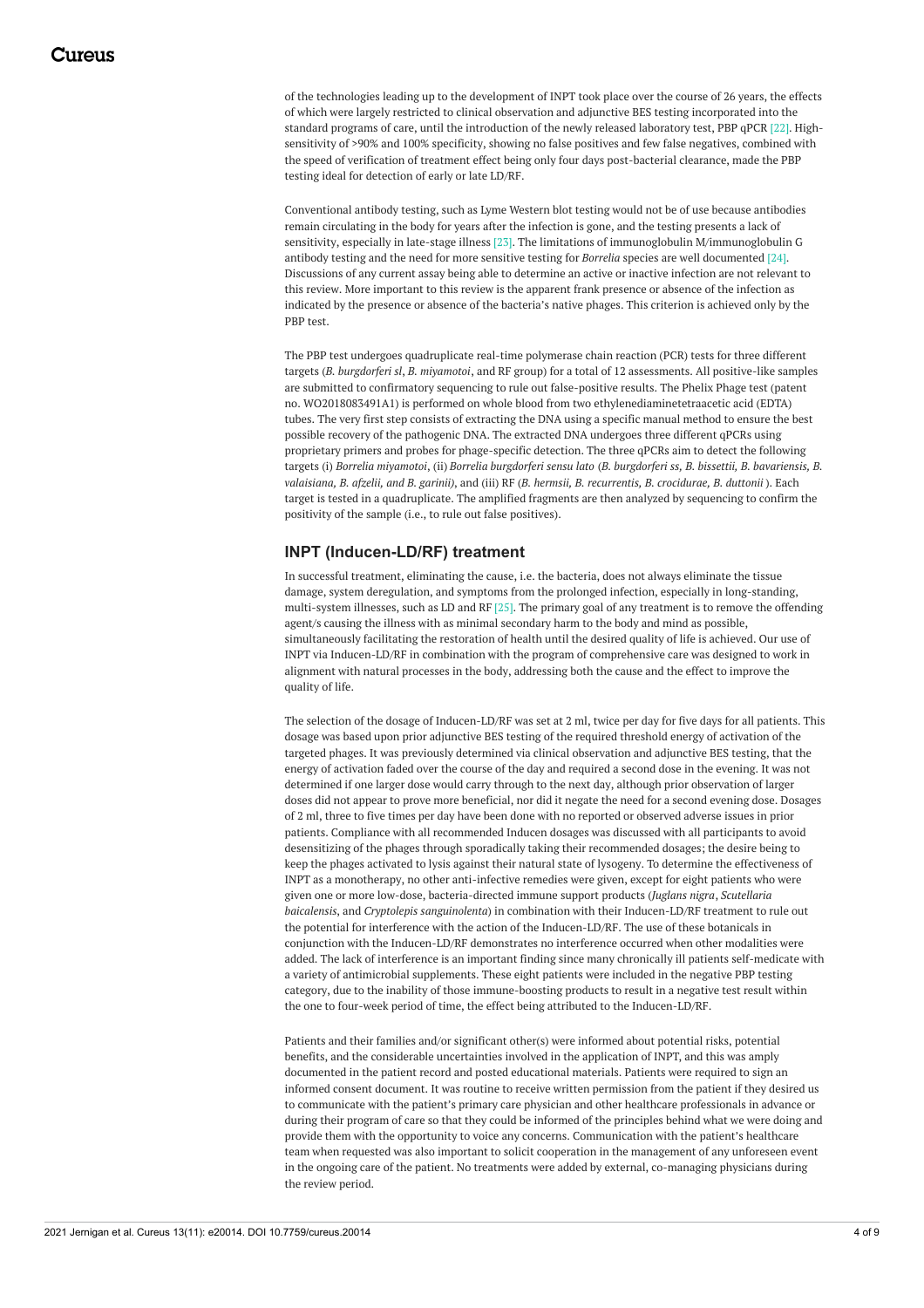of the technologies leading up to the development of INPT took place over the course of 26 years, the effects of which were largely restricted to clinical observation and adjunctive BES testing incorporated into the standard programs of care, until the introduction of the newly released laboratory test, PBP qPCR [22]. High-sensitivity of >90% and 100% specificity, showing no false positives and few false negatives, combined with the speed of verification of treatment effect being only four days post-bacterial clearance, made the PBP testing ideal for detection of early or late LD/RF.

Conventional antibody testing, such as Lyme Western blot testing would not be of use because antibodies remain circulating in the body for years after the infection is gone, and the testing presents a lack of sensitivity, especially in late-stage illness [23]. The limitations of immunoglobulin M/immunoglobulin G antibody testing and the need for more sensitive testing for *Borrelia* species are well documented [24]. Discussions of any current assay being able to determine an active or inactive infection are not relevant to this review. More important to this review is the apparent frank presence or absence of the infection as indicated by the presence or absence of the bacteria's native phages. This criterion is achieved only by the PBP test.

The PBP test undergoes quadruplicate real-time polymerase chain reaction (PCR) tests for three different targets (*B. burgdorferi sl*, *B. miyamotoi*, and RF group) for a total of 12 assessments. All positive-like samples are submitted to confirmatory sequencing to rule out false-positive results. The Phelix Phage test (patent no. WO2018083491A1) is performed on whole blood from two ethylenediaminetetraacetic acid (EDTA) tubes. The very first step consists of extracting the DNA using a specific manual method to ensure the best possible recovery of the pathogenic DNA. The extracted DNA undergoes three different qPCRs using proprietary primers and probes for phage-specific detection. The three qPCRs aim to detect the following targets (i) *Borrelia miyamotoi*, (ii) *Borrelia burgdorferi sensu lato* (*B. burgdorferi ss, B. bissettii, B. bavariensis, B. valaisiana, B. afzelii, and B. garinii)*, and (iii) RF (*B. hermsii, B. recurrentis, B. crocidurae, B. duttonii* ). Each target is tested in a quadruplicate. The amplified fragments are then analyzed by sequencing to confirm the positivity of the sample (i.e., to rule out false positives).

## INPT (Inducen-LD/RF) treatment

In successful treatment, eliminating the cause, i.e. the bacteria, does not always eliminate the tissue damage, system deregulation, and symptoms from the prolonged infection, especially in long-standing, multi-system illnesses, such as LD and RF [25]. The primary goal of any treatment is to remove the offending agent/s causing the illness with as minimal secondary harm to the body and mind as possible, simultaneously facilitating the restoration of health until the desired quality of life is achieved. Our use of INPT via Inducen-LD/RF in combination with the program of comprehensive care was designed to work in alignment with natural processes in the body, addressing both the cause and the effect to improve the quality of life.

The selection of the dosage of Inducen-LD/RF was set at 2 ml, twice per day for five days for all patients. This dosage was based upon prior adjunctive BES testing of the required threshold energy of activation of the targeted phages. It was previously determined via clinical observation and adjunctive BES testing, that the energy of activation faded over the course of the day and required a second dose in the evening. It was not determined if one larger dose would carry through to the next day, although prior observation of larger doses did not appear to prove more beneficial, nor did it negate the need for a second evening dose. Dosages of 2 ml, three to five times per day have been done with no reported or observed adverse issues in prior patients. Compliance with all recommended Inducen dosages was discussed with all participants to avoid desensitizing of the phages through sporadically taking their recommended dosages; the desire being to keep the phages activated to lysis against their natural state of lysogeny. To determine the effectiveness of INPT as a monotherapy, no other anti-infective remedies were given, except for eight patients who were given one or more low-dose, bacteria-directed immune support products (*Juglans nigra*, *Scutellaria baicalensis*, and *Cryptolepis sanguinolenta*) in combination with their Inducen-LD/RF treatment to rule out the potential for interference with the action of the Inducen-LD/RF. The use of these botanicals in conjunction with the Inducen-LD/RF demonstrates no interference occurred when other modalities were added. The lack of interference is an important finding since many chronically ill patients self-medicate with a variety of antimicrobial supplements. These eight patients were included in the negative PBP testing category, due to the inability of those immune-boosting products to result in a negative test result within the one to four-week period of time, the effect being attributed to the Inducen-LD/RF.

Patients and their families and/or significant other(s) were informed about potential risks, potential benefits, and the considerable uncertainties involved in the application of INPT, and this was amply documented in the patient record and posted educational materials. Patients were required to sign an informed consent document. It was routine to receive written permission from the patient if they desired us to communicate with the patient's primary care physician and other healthcare professionals in advance or during their program of care so that they could be informed of the principles behind what we were doing and provide them with the opportunity to voice any concerns. Communication with the patient's healthcare team when requested was also important to solicit cooperation in the management of any unforeseen event in the ongoing care of the patient. No treatments were added by external, co-managing physicians during the review period.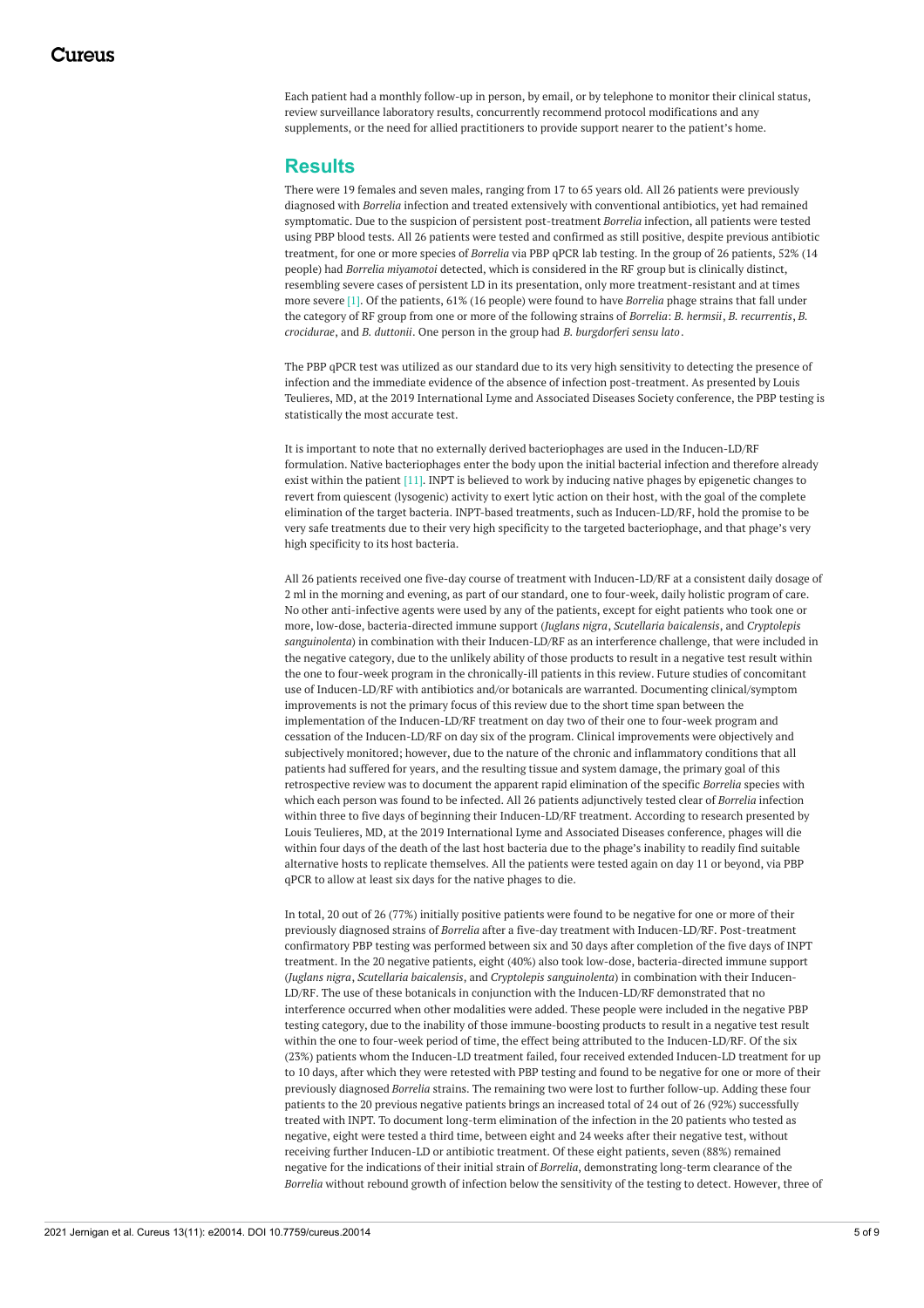Each patient had a monthly follow-up in person, by email, or by telephone to monitor their clinical status, review surveillance laboratory results, concurrently recommend protocol modifications and any supplements, or the need for allied practitioners to provide support nearer to the patient's home.

## Results

There were 19 females and seven males, ranging from 17 to 65 years old. All 26 patients were previously diagnosed with *Borrelia* infection and treated extensively with conventional antibiotics, yet had remained symptomatic. Due to the suspicion of persistent post-treatment *Borrelia* infection, all patients were tested using PBP blood tests. All 26 patients were tested and confirmed as still positive, despite previous antibiotic treatment, for one or more species of *Borrelia* via PBP qPCR lab testing. In the group of 26 patients, 52% (14 people) had *Borrelia miyamotoi* detected, which is considered in the RF group but is clinically distinct, resembling severe cases of persistent LD in its presentation, only more treatment-resistant and at times more severe [1]. Of the patients, 61% (16 people) were found to have *Borrelia* phage strains that fall under the category of RF group from one or more of the following strains of *Borrelia*: *B. hermsii*, *B. recurrentis*, *B. crocidurae*, and *B. duttonii*. One person in the group had *B. burgdorferi sensu lato*.

The PBP qPCR test was utilized as our standard due to its very high sensitivity to detecting the presence of infection and the immediate evidence of the absence of infection post-treatment. As presented by Louis Teulieres, MD, at the 2019 International Lyme and Associated Diseases Society conference, the PBP testing is statistically the most accurate test.

It is important to note that no externally derived bacteriophages are used in the Inducen-LD/RF formulation. Native bacteriophages enter the body upon the initial bacterial infection and therefore already exist within the patient [11]. INPT is believed to work by inducing native phages by epigenetic changes to revert from quiescent (lysogenic) activity to exert lytic action on their host, with the goal of the complete elimination of the target bacteria. INPT-based treatments, such as Inducen-LD/RF, hold the promise to be very safe treatments due to their very high specificity to the targeted bacteriophage, and that phage's very high specificity to its host bacteria.

All 26 patients received one five-day course of treatment with Inducen-LD/RF at a consistent daily dosage of 2 ml in the morning and evening, as part of our standard, one to four-week, daily holistic program of care. No other anti-infective agents were used by any of the patients, except for eight patients who took one or more, low-dose, bacteria-directed immune support (*Juglans nigra*, *Scutellaria baicalensis*, and *Cryptolepis sanguinolenta*) in combination with their Inducen-LD/RF as an interference challenge, that were included in the negative category, due to the unlikely ability of those products to result in a negative test result within the one to four-week program in the chronically-ill patients in this review. Future studies of concomitant use of Inducen-LD/RF with antibiotics and/or botanicals are warranted. Documenting clinical/symptom improvements is not the primary focus of this review due to the short time span between the implementation of the Inducen-LD/RF treatment on day two of their one to four-week program and cessation of the Inducen-LD/RF on day six of the program. Clinical improvements were objectively and subjectively monitored; however, due to the nature of the chronic and inflammatory conditions that all patients had suffered for years, and the resulting tissue and system damage, the primary goal of this retrospective review was to document the apparent rapid elimination of the specific *Borrelia* species with which each person was found to be infected. All 26 patients adjunctively tested clear of *Borrelia* infection within three to five days of beginning their Inducen-LD/RF treatment. According to research presented by Louis Teulieres, MD, at the 2019 International Lyme and Associated Diseases conference, phages will die within four days of the death of the last host bacteria due to the phage's inability to readily find suitable alternative hosts to replicate themselves. All the patients were tested again on day 11 or beyond, via PBP qPCR to allow at least six days for the native phages to die.

In total, 20 out of 26 (77%) initially positive patients were found to be negative for one or more of their previously diagnosed strains of *Borrelia* after a five-day treatment with Inducen-LD/RF. Post-treatment confirmatory PBP testing was performed between six and 30 days after completion of the five days of INPT treatment. In the 20 negative patients, eight (40%) also took low-dose, bacteria-directed immune support (*Juglans nigra*, *Scutellaria baicalensis*, and *Cryptolepis sanguinolenta*) in combination with their Inducen-LD/RF. The use of these botanicals in conjunction with the Inducen-LD/RF demonstrated that no interference occurred when other modalities were added. These people were included in the negative PBP testing category, due to the inability of those immune-boosting products to result in a negative test result within the one to four-week period of time, the effect being attributed to the Inducen-LD/RF. Of the six (23%) patients whom the Inducen-LD treatment failed, four received extended Inducen-LD treatment for up to 10 days, after which they were retested with PBP testing and found to be negative for one or more of their previously diagnosed *Borrelia* strains. The remaining two were lost to further follow-up. Adding these four patients to the 20 previous negative patients brings an increased total of 24 out of 26 (92%) successfully treated with INPT. To document long-term elimination of the infection in the 20 patients who tested as negative, eight were tested a third time, between eight and 24 weeks after their negative test, without receiving further Inducen-LD or antibiotic treatment. Of these eight patients, seven (88%) remained negative for the indications of their initial strain of *Borrelia*, demonstrating long-term clearance of the *Borrelia* without rebound growth of infection below the sensitivity of the testing to detect. However, three of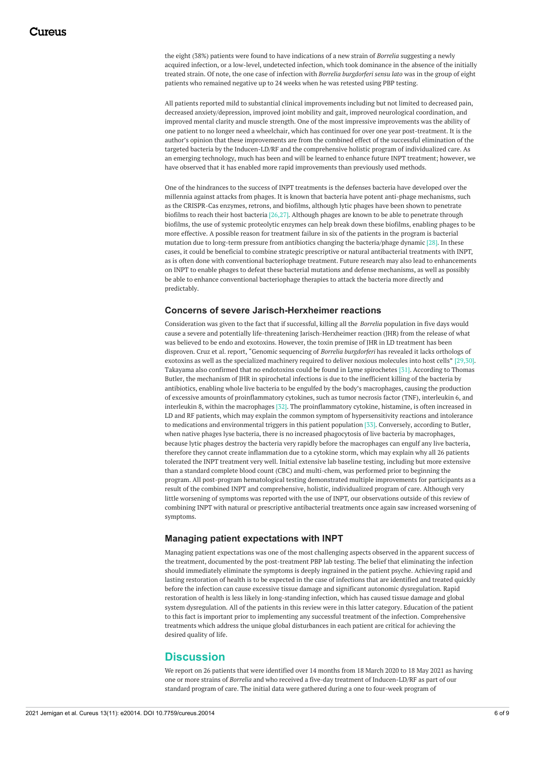the eight (38%) patients were found to have indications of a new strain of *Borrelia* suggesting a newly acquired infection, or a low-level, undetected infection, which took dominance in the absence of the initially treated strain. Of note, the one case of infection with *Borrelia burgdorferi sensu lato* was in the group of eight patients who remained negative up to 24 weeks when he was retested using PBP testing.

All patients reported mild to substantial clinical improvements including but not limited to decreased pain, decreased anxiety/depression, improved joint mobility and gait, improved neurological coordination, and improved mental clarity and muscle strength. One of the most impressive improvements was the ability of one patient to no longer need a wheelchair, which has continued for over one year post-treatment. It is the author's opinion that these improvements are from the combined effect of the successful elimination of the targeted bacteria by the Inducen-LD/RF and the comprehensive holistic program of individualized care. As an emerging technology, much has been and will be learned to enhance future INPT treatment; however, we have observed that it has enabled more rapid improvements than previously used methods.

One of the hindrances to the success of INPT treatments is the defenses bacteria have developed over the millennia against attacks from phages. It is known that bacteria have potent anti-phage mechanisms, such as the CRISPR-Cas enzymes, retrons, and biofilms, although lytic phages have been shown to penetrate biofilms to reach their host bacteria [26,27]. Although phages are known to be able to penetrate through biofilms, the use of systemic proteolytic enzymes can help break down these biofilms, enabling phages to be more effective. A possible reason for treatment failure in six of the patients in the program is bacterial mutation due to long-term pressure from antibiotics changing the bacteria/phage dynamic [28]. In these cases, it could be beneficial to combine strategic prescriptive or natural antibacterial treatments with INPT, as is often done with conventional bacteriophage treatment. Future research may also lead to enhancements on INPT to enable phages to defeat these bacterial mutations and defense mechanisms, as well as possibly be able to enhance conventional bacteriophage therapies to attack the bacteria more directly and predictably.

### Concerns of severe Jarisch-Herxheimer reactions

Consideration was given to the fact that if successful, killing all the *Borrelia* population in five days would cause a severe and potentially life-threatening Jarisch-Herxheimer reaction (JHR) from the release of what was believed to be endo and exotoxins. However, the toxin premise of JHR in LD treatment has been disproven. Cruz et al. report, "Genomic sequencing of *Borrelia burgdorferi* has revealed it lacks orthologs of exotoxins as well as the specialized machinery required to deliver noxious molecules into host cells" [29,30]. Takayama also confirmed that no endotoxins could be found in Lyme spirochetes [31]. According to Thomas Butler, the mechanism of JHR in spirochetal infections is due to the inefficient killing of the bacteria by antibiotics, enabling whole live bacteria to be engulfed by the body's macrophages, causing the production of excessive amounts of proinflammatory cytokines, such as tumor necrosis factor (TNF), interleukin 6, and interleukin 8, within the macrophages [32]. The proinflammatory cytokine, histamine, is often increased in LD and RF patients, which may explain the common symptom of hypersensitivity reactions and intolerance to medications and environmental triggers in this patient population [33]. Conversely, according to Butler, when native phages lyse bacteria, there is no increased phagocytosis of live bacteria by macrophages, because lytic phages destroy the bacteria very rapidly before the macrophages can engulf any live bacteria, therefore they cannot create inflammation due to a cytokine storm, which may explain why all 26 patients tolerated the INPT treatment very well. Initial extensive lab baseline testing, including but more extensive than a standard complete blood count (CBC) and multi-chem, was performed prior to beginning the program. All post-program hematological testing demonstrated multiple improvements for participants as a result of the combined INPT and comprehensive, holistic, individualized program of care. Although very little worsening of symptoms was reported with the use of INPT, our observations outside of this review of combining INPT with natural or prescriptive antibacterial treatments once again saw increased worsening of symptoms.

### Managing patient expectations with INPT

Managing patient expectations was one of the most challenging aspects observed in the apparent success of the treatment, documented by the post-treatment PBP lab testing. The belief that eliminating the infection should immediately eliminate the symptoms is deeply ingrained in the patient psyche. Achieving rapid and lasting restoration of health is to be expected in the case of infections that are identified and treated quickly before the infection can cause excessive tissue damage and significant autonomic dysregulation. Rapid restoration of health is less likely in long-standing infection, which has caused tissue damage and global system dysregulation. All of the patients in this review were in this latter category. Education of the patient to this fact is important prior to implementing any successful treatment of the infection. Comprehensive treatments which address the unique global disturbances in each patient are critical for achieving the desired quality of life.

## Discussion

We report on 26 patients that were identified over 14 months from 18 March 2020 to 18 May 2021 as having one or more strains of *Borrelia* and who received a five-day treatment of Inducen-LD/RF as part of our standard program of care. The initial data were gathered during a one to four-week program of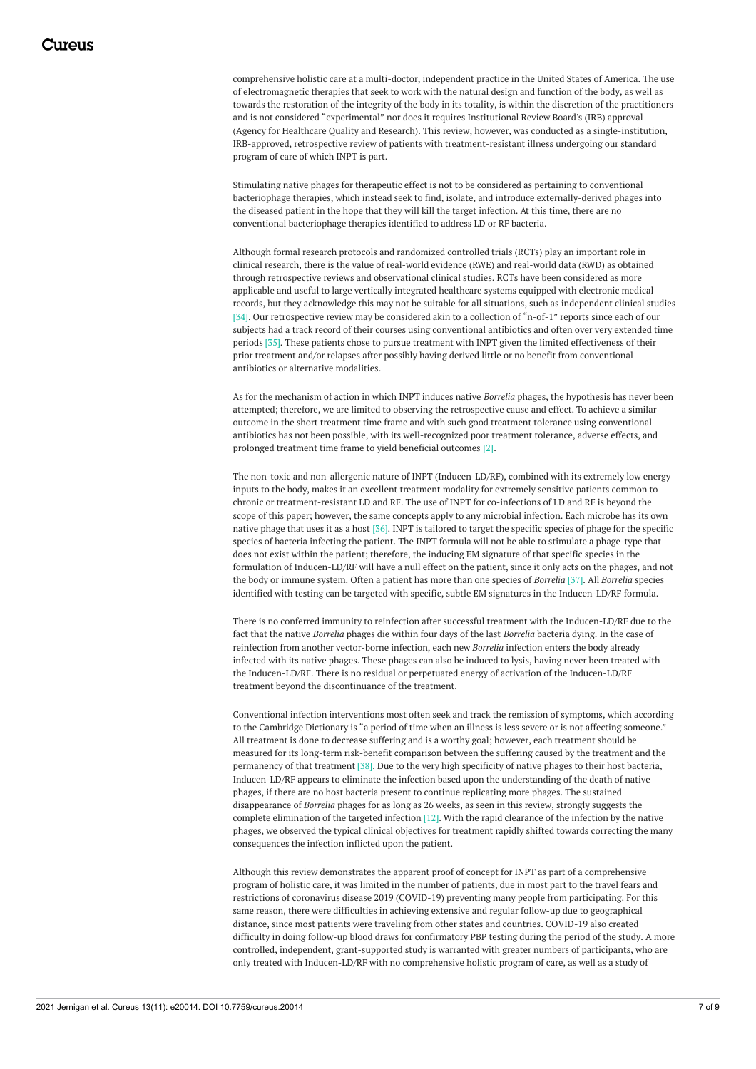comprehensive holistic care at a multi-doctor, independent practice in the United States of America. The use of electromagnetic therapies that seek to work with the natural design and function of the body, as well as towards the restoration of the integrity of the body in its totality, is within the discretion of the practitioners and is not considered "experimental" nor does it requires Institutional Review Board's (IRB) approval (Agency for Healthcare Quality and Research). This review, however, was conducted as a single-institution, IRB-approved, retrospective review of patients with treatment-resistant illness undergoing our standard program of care of which INPT is part.

Stimulating native phages for therapeutic effect is not to be considered as pertaining to conventional bacteriophage therapies, which instead seek to find, isolate, and introduce externally-derived phages into the diseased patient in the hope that they will kill the target infection. At this time, there are no conventional bacteriophage therapies identified to address LD or RF bacteria.

Although formal research protocols and randomized controlled trials (RCTs) play an important role in clinical research, there is the value of real-world evidence (RWE) and real-world data (RWD) as obtained through retrospective reviews and observational clinical studies. RCTs have been considered as more applicable and useful to large vertically integrated healthcare systems equipped with electronic medical records, but they acknowledge this may not be suitable for all situations, such as independent clinical studies [34]. Our retrospective review may be considered akin to a collection of "n-of-1" reports since each of our subjects had a track record of their courses using conventional antibiotics and often over very extended time periods [35]. These patients chose to pursue treatment with INPT given the limited effectiveness of their prior treatment and/or relapses after possibly having derived little or no benefit from conventional antibiotics or alternative modalities.

As for the mechanism of action in which INPT induces native *Borrelia* phages, the hypothesis has never been attempted; therefore, we are limited to observing the retrospective cause and effect. To achieve a similar outcome in the short treatment time frame and with such good treatment tolerance using conventional antibiotics has not been possible, with its well-recognized poor treatment tolerance, adverse effects, and prolonged treatment time frame to yield beneficial outcomes [2].

The non-toxic and non-allergenic nature of INPT (Inducen-LD/RF), combined with its extremely low energy inputs to the body, makes it an excellent treatment modality for extremely sensitive patients common to chronic or treatment-resistant LD and RF. The use of INPT for co-infections of LD and RF is beyond the scope of this paper; however, the same concepts apply to any microbial infection. Each microbe has its own native phage that uses it as a host [36]. INPT is tailored to target the specific species of phage for the specific species of bacteria infecting the patient. The INPT formula will not be able to stimulate a phage-type that does not exist within the patient; therefore, the inducing EM signature of that specific species in the formulation of Inducen-LD/RF will have a null effect on the patient, since it only acts on the phages, and not the body or immune system. Often a patient has more than one species of *Borrelia* [37]. All *Borrelia* species identified with testing can be targeted with specific, subtle EM signatures in the Inducen-LD/RF formula.

There is no conferred immunity to reinfection after successful treatment with the Inducen-LD/RF due to the fact that the native *Borrelia* phages die within four days of the last *Borrelia* bacteria dying. In the case of reinfection from another vector-borne infection, each new *Borrelia* infection enters the body already infected with its native phages. These phages can also be induced to lysis, having never been treated with the Inducen-LD/RF. There is no residual or perpetuated energy of activation of the Inducen-LD/RF treatment beyond the discontinuance of the treatment.

Conventional infection interventions most often seek and track the remission of symptoms, which according to the Cambridge Dictionary is "a period of time when an illness is less severe or is not affecting someone." All treatment is done to decrease suffering and is a worthy goal; however, each treatment should be measured for its long-term risk-benefit comparison between the suffering caused by the treatment and the permanency of that treatment [38]. Due to the very high specificity of native phages to their host bacteria, Inducen-LD/RF appears to eliminate the infection based upon the understanding of the death of native phages, if there are no host bacteria present to continue replicating more phages. The sustained disappearance of *Borrelia* phages for as long as 26 weeks, as seen in this review, strongly suggests the complete elimination of the targeted infection [12]. With the rapid clearance of the infection by the native phages, we observed the typical clinical objectives for treatment rapidly shifted towards correcting the many consequences the infection inflicted upon the patient.

Although this review demonstrates the apparent proof of concept for INPT as part of a comprehensive program of holistic care, it was limited in the number of patients, due in most part to the travel fears and restrictions of coronavirus disease 2019 (COVID-19) preventing many people from participating. For this same reason, there were difficulties in achieving extensive and regular follow-up due to geographical distance, since most patients were traveling from other states and countries. COVID-19 also created difficulty in doing follow-up blood draws for confirmatory PBP testing during the period of the study. A more controlled, independent, grant-supported study is warranted with greater numbers of participants, who are only treated with Inducen-LD/RF with no comprehensive holistic program of care, as well as a study of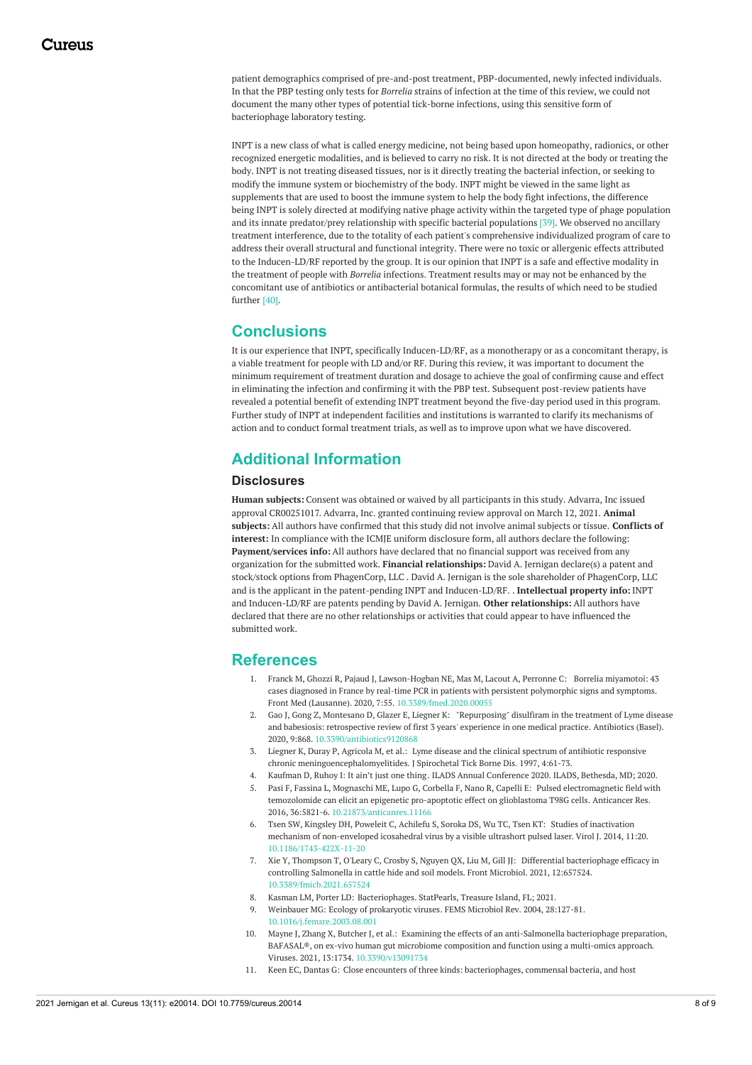patient demographics comprised of pre-and-post treatment, PBP-documented, newly infected individuals. In that the PBP testing only tests for *Borrelia* strains of infection at the time of this review, we could not document the many other types of potential tick-borne infections, using this sensitive form of bacteriophage laboratory testing.

INPT is a new class of what is called energy medicine, not being based upon homeopathy, radionics, or other recognized energetic modalities, and is believed to carry no risk. It is not directed at the body or treating the body. INPT is not treating diseased tissues, nor is it directly treating the bacterial infection, or seeking to modify the immune system or biochemistry of the body. INPT might be viewed in the same light as supplements that are used to boost the immune system to help the body fight infections, the difference being INPT is solely directed at modifying native phage activity within the targeted type of phage population and its innate predator/prey relationship with specific bacterial populations [39]. We observed no ancillary treatment interference, due to the totality of each patient's comprehensive individualized program of care to address their overall structural and functional integrity. There were no toxic or allergenic effects attributed to the Inducen-LD/RF reported by the group. It is our opinion that INPT is a safe and effective modality in the treatment of people with *Borrelia* infections. Treatment results may or may not be enhanced by the concomitant use of antibiotics or antibacterial botanical formulas, the results of which need to be studied further [40].

## Conclusions

It is our experience that INPT, specifically Inducen-LD/RF, as a monotherapy or as a concomitant therapy, is a viable treatment for people with LD and/or RF. During this review, it was important to document the minimum requirement of treatment duration and dosage to achieve the goal of confirming cause and effect in eliminating the infection and confirming it with the PBP test. Subsequent post-review patients have revealed a potential benefit of extending INPT treatment beyond the five-day period used in this program. Further study of INPT at independent facilities and institutions is warranted to clarify its mechanisms of action and to conduct formal treatment trials, as well as to improve upon what we have discovered.

## Additional Information

### Disclosures

**Human subjects:** Consent was obtained or waived by all participants in this study. Advarra, Inc issued approval CR00251017. Advarra, Inc. granted continuing review approval on March 12, 2021. **Animal subjects:** All authors have confirmed that this study did not involve animal subjects or tissue. **Conflicts of interest:** In compliance with the ICMJE uniform disclosure form, all authors declare the following: **Payment/services info:** All authors have declared that no financial support was received from any organization for the submitted work. **Financial relationships:** David A. Jernigan declare(s) a patent and stock/stock options from PhagenCorp, LLC . David A. Jernigan is the sole shareholder of PhagenCorp, LLC and is the applicant in the patent-pending INPT and Inducen-LD/RF. . **Intellectual property info:** INPT and Inducen-LD/RF are patents pending by David A. Jernigan. **Other relationships:** All authors have declared that there are no other relationships or activities that could appear to have influenced the submitted work.

## References

1. Franck M, Ghozzi R, Pajaud J, Lawson-Hogban NE, Mas M, Lacout A, Perronne C: Borrelia miyamotoi: 43 cases diagnosed in France by real-time PCR in patients with persistent polymorphic signs and symptoms. Front Med (Lausanne). 2020, 7:55. 10.3389/fmed.2020.00055
2. Gao J, Gong Z, Montesano D, Glazer E, Liegner K: "Repurposing" disulfiram in the treatment of Lyme disease and babesiosis: retrospective review of first 3 years' experience in one medical practice. Antibiotics (Basel). 2020, 9:868. 10.3390/antibiotics9120868
3. Liegner K, Duray P, Agricola M, et al.: Lyme disease and the clinical spectrum of antibiotic responsive chronic meningoencephalomyelitides. J Spirochetal Tick Borne Dis. 1997, 4:61-73.
4. Kaufman D, Ruhoy I: It ain't just one thing. ILADS Annual Conference 2020. ILADS, Bethesda, MD; 2020.
5. Pasi F, Fassina L, Mognaschi ME, Lupo G, Corbella F, Nano R, Capelli E: Pulsed electromagnetic field with temozolomide can elicit an epigenetic pro-apoptotic effect on glioblastoma T98G cells. Anticancer Res. 2016, 36:5821-6. 10.21873/anticanres.11166
6. Tsen SW, Kingsley DH, Poweleit C, Achilefu S, Soroka DS, Wu TC, Tsen KT: Studies of inactivation mechanism of non-enveloped icosahedral virus by a visible ultrashort pulsed laser. Virol J. 2014, 11:20. 10.1186/1743-422X-11-20
7. Xie Y, Thompson T, O'Leary C, Crosby S, Nguyen QX, Liu M, Gill JJ: Differential bacteriophage efficacy in controlling Salmonella in cattle hide and soil models. Front Microbiol. 2021, 12:657524. 10.3389/fmicb.2021.657524
8. Kasman LM, Porter LD: Bacteriophages. StatPearls, Treasure Island, FL; 2021.
9. Weinbauer MG: Ecology of prokaryotic viruses. FEMS Microbiol Rev. 2004, 28:127-81. 10.1016/j.femsre.2003.08.001
10. Mayne J, Zhang X, Butcher J, et al.: Examining the effects of an anti-Salmonella bacteriophage preparation, BAFASAL®, on ex-vivo human gut microbiome composition and function using a multi-omics approach. Viruses. 2021, 13:1734. 10.3390/v13091734
11. Keen EC, Dantas G: Close encounters of three kinds: bacteriophages, commensal bacteria, and host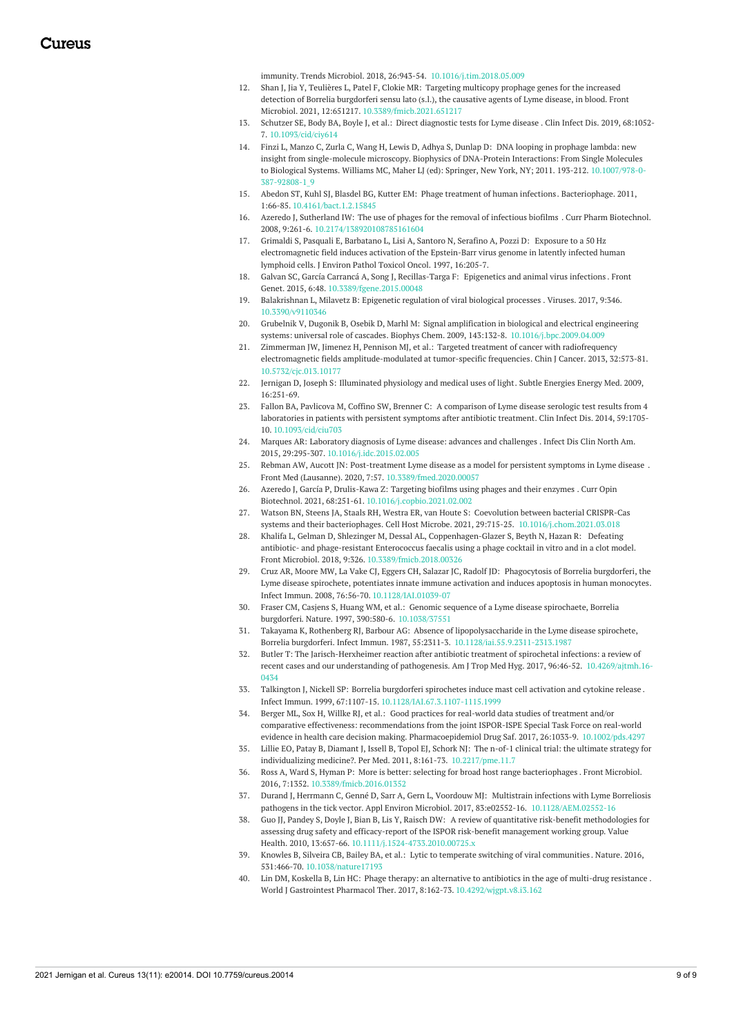immunity. Trends Microbiol. 2018, 26:943-54. 10.1016/j.tim.2018.05.009

12. Shan J, Jia Y, Teulières L, Patel F, Clokie MR: Targeting multicopy prophage genes for the increased detection of Borrelia burgdorferi sensu lato (s.l.), the causative agents of Lyme disease, in blood. Front Microbiol. 2021, 12:651217. 10.3389/fmicb.2021.651217
13. Schutzer SE, Body BA, Boyle J, et al.: Direct diagnostic tests for Lyme disease . Clin Infect Dis. 2019, 68:1052-7. 10.1093/cid/ciy614
14. Finzi L, Manzo C, Zurla C, Wang H, Lewis D, Adhya S, Dunlap D: DNA looping in prophage lambda: new insight from single-molecule microscopy. Biophysics of DNA-Protein Interactions: From Single Molecules to Biological Systems. Williams MC, Maher LJ (ed): Springer, New York, NY; 2011. 193-212. 10.1007/978-0-387-92808-1_9
15. Abedon ST, Kuhl SJ, Blasdel BG, Kutter EM: Phage treatment of human infections. Bacteriophage. 2011, 1:66-85. 10.4161/bact.1.2.15845
16. Azeredo J, Sutherland IW: The use of phages for the removal of infectious biofilms . Curr Pharm Biotechnol. 2008, 9:261-6. 10.2174/138920108785161604
17. Grimaldi S, Pasquali E, Barbatano L, Lisi A, Santoro N, Serafino A, Pozzi D: Exposure to a 50 Hz electromagnetic field induces activation of the Epstein-Barr virus genome in latently infected human lymphoid cells. J Environ Pathol Toxicol Oncol. 1997, 16:205-7.
18. Galvan SC, García Carrancá A, Song J, Recillas-Targa F: Epigenetics and animal virus infections . Front Genet. 2015, 6:48. 10.3389/fgene.2015.00048
19. Balakrishnan L, Milavetz B: Epigenetic regulation of viral biological processes . Viruses. 2017, 9:346. 10.3390/v9110346
20. Grubelnik V, Dugonik B, Osebik D, Marhl M: Signal amplification in biological and electrical engineering systems: universal role of cascades. Biophys Chem. 2009, 143:132-8. 10.1016/j.bpc.2009.04.009
21. Zimmerman JW, Jimenez H, Pennison MJ, et al.: Targeted treatment of cancer with radiofrequency electromagnetic fields amplitude-modulated at tumor-specific frequencies. Chin J Cancer. 2013, 32:573-81. 10.5732/cjc.013.10177
22. Jernigan D, Joseph S: Illuminated physiology and medical uses of light. Subtle Energies Energy Med. 2009, 16:251-69.
23. Fallon BA, Pavlicova M, Coffino SW, Brenner C: A comparison of Lyme disease serologic test results from 4 laboratories in patients with persistent symptoms after antibiotic treatment. Clin Infect Dis. 2014, 59:1705-10. 10.1093/cid/ciu703
24. Marques AR: Laboratory diagnosis of Lyme disease: advances and challenges . Infect Dis Clin North Am. 2015, 29:295-307. 10.1016/j.idc.2015.02.005
25. Rebman AW, Aucott JN: Post-treatment Lyme disease as a model for persistent symptoms in Lyme disease . Front Med (Lausanne). 2020, 7:57. 10.3389/fmed.2020.00057
26. Azeredo J, García P, Drulis-Kawa Z: Targeting biofilms using phages and their enzymes . Curr Opin Biotechnol. 2021, 68:251-61. 10.1016/j.copbio.2021.02.002
27. Watson BN, Steens JA, Staals RH, Westra ER, van Houte S: Coevolution between bacterial CRISPR-Cas systems and their bacteriophages. Cell Host Microbe. 2021, 29:715-25. 10.1016/j.chom.2021.03.018
28. Khalifa L, Gelman D, Shlezinger M, Dessal AL, Coppenhagen-Glazer S, Beyth N, Hazan R: Defeating antibiotic- and phage-resistant Enterococcus faecalis using a phage cocktail in vitro and in a clot model. Front Microbiol. 2018, 9:326. 10.3389/fmicb.2018.00326
29. Cruz AR, Moore MW, La Vake CJ, Eggers CH, Salazar JC, Radolf JD: Phagocytosis of Borrelia burgdorferi, the Lyme disease spirochete, potentiates innate immune activation and induces apoptosis in human monocytes. Infect Immun. 2008, 76:56-70. 10.1128/IAI.01039-07
30. Fraser CM, Casjens S, Huang WM, et al.: Genomic sequence of a Lyme disease spirochaete, Borrelia burgdorferi. Nature. 1997, 390:580-6. 10.1038/37551
31. Takayama K, Rothenberg RJ, Barbour AG: Absence of lipopolysaccharide in the Lyme disease spirochete, Borrelia burgdorferi. Infect Immun. 1987, 55:2311-3. 10.1128/iai.55.9.2311-2313.1987
32. Butler T: The Jarisch-Herxheimer reaction after antibiotic treatment of spirochetal infections: a review of recent cases and our understanding of pathogenesis. Am J Trop Med Hyg. 2017, 96:46-52. 10.4269/ajtmh.16-0434
33. Talkington J, Nickell SP: Borrelia burgdorferi spirochetes induce mast cell activation and cytokine release . Infect Immun. 1999, 67:1107-15. 10.1128/IAI.67.3.1107-1115.1999
34. Berger ML, Sox H, Willke RJ, et al.: Good practices for real-world data studies of treatment and/or comparative effectiveness: recommendations from the joint ISPOR-ISPE Special Task Force on real-world evidence in health care decision making. Pharmacoepidemiol Drug Saf. 2017, 26:1033-9. 10.1002/pds.4297
35. Lillie EO, Patay B, Diamant J, Issell B, Topol EJ, Schork NJ: The n-of-1 clinical trial: the ultimate strategy for individualizing medicine?. Per Med. 2011, 8:161-73. 10.2217/pme.11.7
36. Ross A, Ward S, Hyman P: More is better: selecting for broad host range bacteriophages . Front Microbiol. 2016, 7:1352. 10.3389/fmicb.2016.01352
37. Durand J, Herrmann C, Genné D, Sarr A, Gern L, Voordouw MJ: Multistrain infections with Lyme Borreliosis pathogens in the tick vector. Appl Environ Microbiol. 2017, 83:e02552-16. 10.1128/AEM.02552-16
38. Guo JJ, Pandey S, Doyle J, Bian B, Lis Y, Raisch DW: A review of quantitative risk-benefit methodologies for assessing drug safety and efficacy-report of the ISPOR risk-benefit management working group. Value Health. 2010, 13:657-66. 10.1111/j.1524-4733.2010.00725.x
39. Knowles B, Silveira CB, Bailey BA, et al.: Lytic to temperate switching of viral communities . Nature. 2016, 531:466-70. 10.1038/nature17193
40. Lin DM, Koskella B, Lin HC: Phage therapy: an alternative to antibiotics in the age of multi-drug resistance . World J Gastrointest Pharmacol Ther. 2017, 8:162-73. 10.4292/wjgpt.v8.i3.162